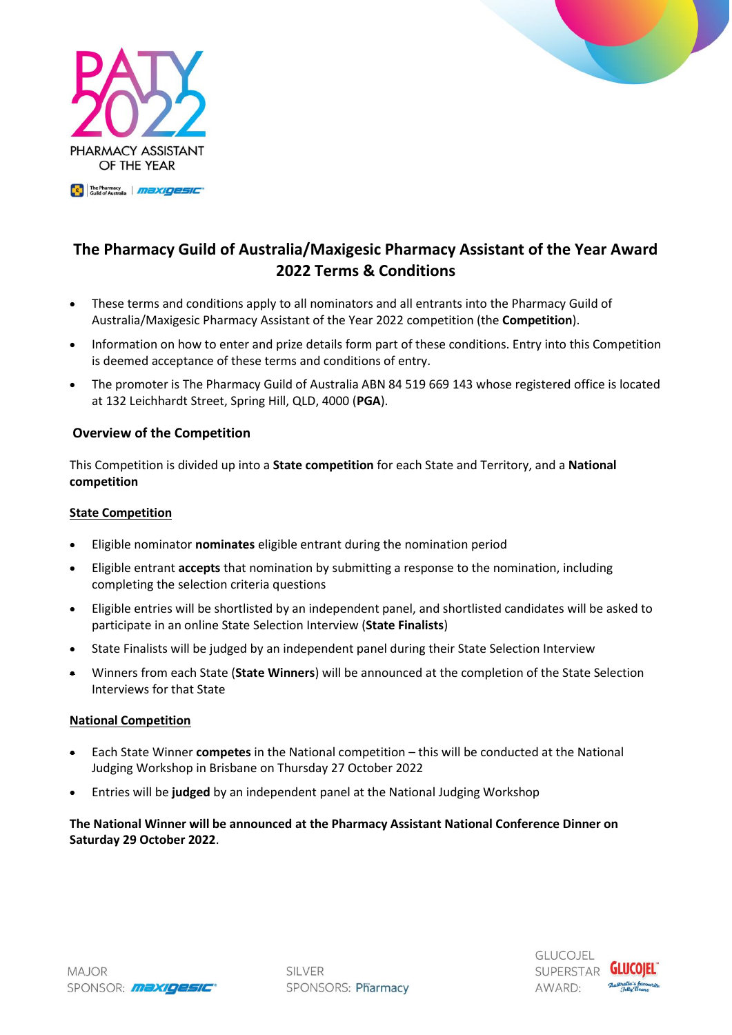PATY 2022

PHARMACY ASSISTANT OF THE YEAR

# The Pharmacy Guild of Australia/Maxigesic Pharmacy Assistant of the Year Award 2022 Terms & Conditions

- These terms and conditions apply to all nominators and all entrants into the Pharmacy Guild of Australia/Maxigesic Pharmacy Assistant of the Year 2022 competition (the **Competition**).
- Information on how to enter and prize details form part of these conditions. Entry into this Competition is deemed acceptance of these terms and conditions of entry.
- The promoter is The Pharmacy Guild of Australia ABN 84 519 669 143 whose registered office is located at 132 Leichhardt Street, Spring Hill, QLD, 4000 (**PGA**).

## Overview of the Competition

This Competition is divided up into a **State competition** for each State and Territory, and a **National competition**

### State Competition

- Eligible nominator **nominates** eligible entrant during the nomination period
- Eligible entrant **accepts** that nomination by submitting a response to the nomination, including completing the selection criteria questions
- Eligible entries will be shortlisted by an independent panel, and shortlisted candidates will be asked to participate in an online State Selection Interview (**State Finalists**)
- State Finalists will be judged by an independent panel during their State Selection Interview
- Winners from each State (**State Winners**) will be announced at the completion of the State Selection Interviews for that State

### National Competition

- Each State Winner **competes** in the National competition – this will be conducted at the National Judging Workshop in Brisbane on Thursday 27 October 2022
- Entries will be **judged** by an independent panel at the National Judging Workshop

**The National Winner will be announced at the Pharmacy Assistant National Conference Dinner on Saturday 29 October 2022**.

MAJOR SPONSOR: Maxigesic

SILVER SPONSORS: Pharmacy

GLUCOJEL SUPERSTAR AWARD: Glucojel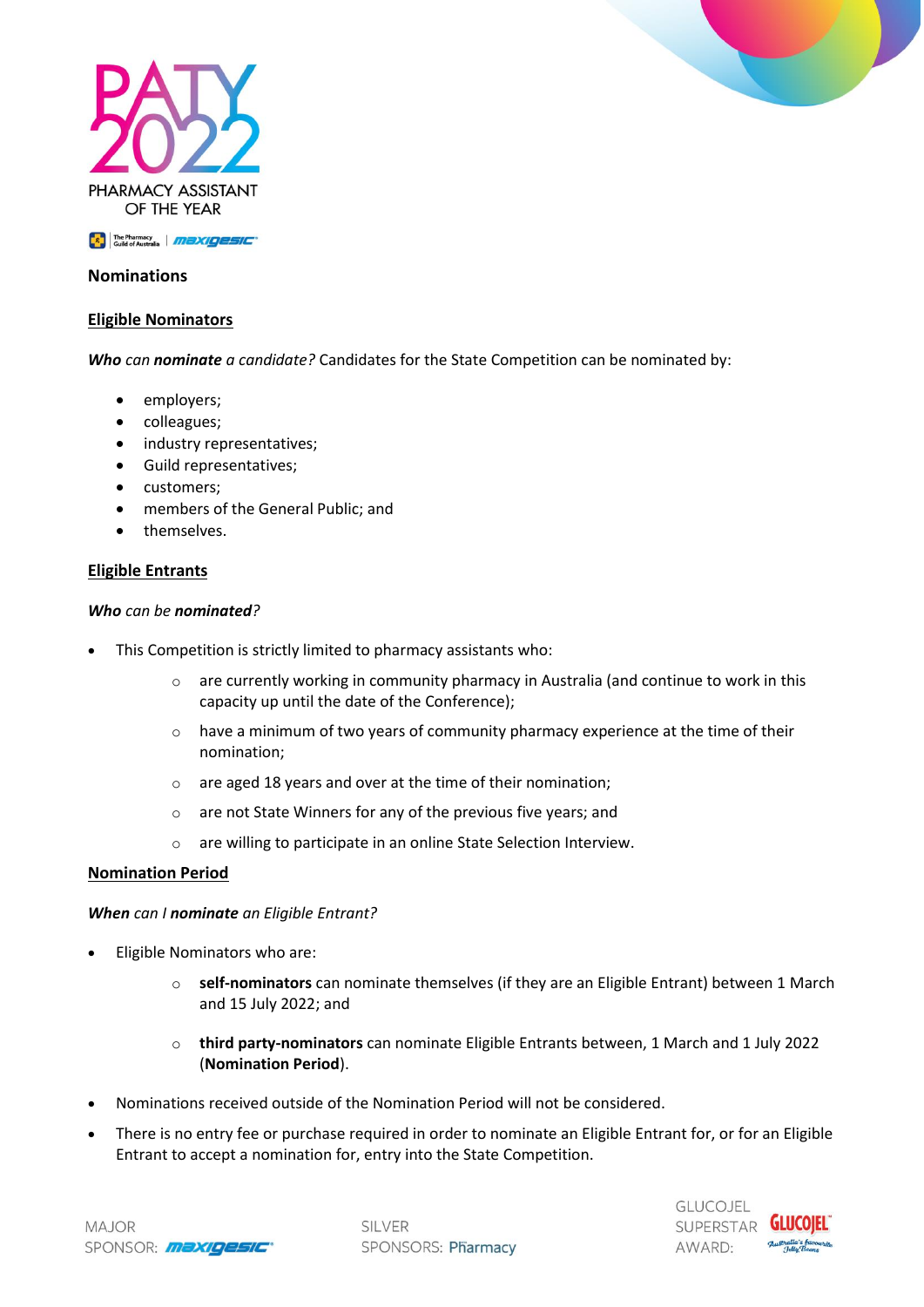## Nominations

### Eligible Nominators

***Who** can **nominate** a candidate?* Candidates for the State Competition can be nominated by:

- employers;
- colleagues;
- industry representatives;
- Guild representatives;
- customers;
- members of the General Public; and
- themselves.

### Eligible Entrants

***Who** can be **nominated**?*

- This Competition is strictly limited to pharmacy assistants who:
  - are currently working in community pharmacy in Australia (and continue to work in this capacity up until the date of the Conference);
  - have a minimum of two years of community pharmacy experience at the time of their nomination;
  - are aged 18 years and over at the time of their nomination;
  - are not State Winners for any of the previous five years; and
  - are willing to participate in an online State Selection Interview.

### Nomination Period

***When** can I **nominate** an Eligible Entrant?*

- Eligible Nominators who are:
  - **self-nominators** can nominate themselves (if they are an Eligible Entrant) between 1 March and 15 July 2022; and
  - **third party-nominators** can nominate Eligible Entrants between, 1 March and 1 July 2022 (**Nomination Period**).
- Nominations received outside of the Nomination Period will not be considered.
- There is no entry fee or purchase required in order to nominate an Eligible Entrant for, or for an Eligible Entrant to accept a nomination for, entry into the State Competition.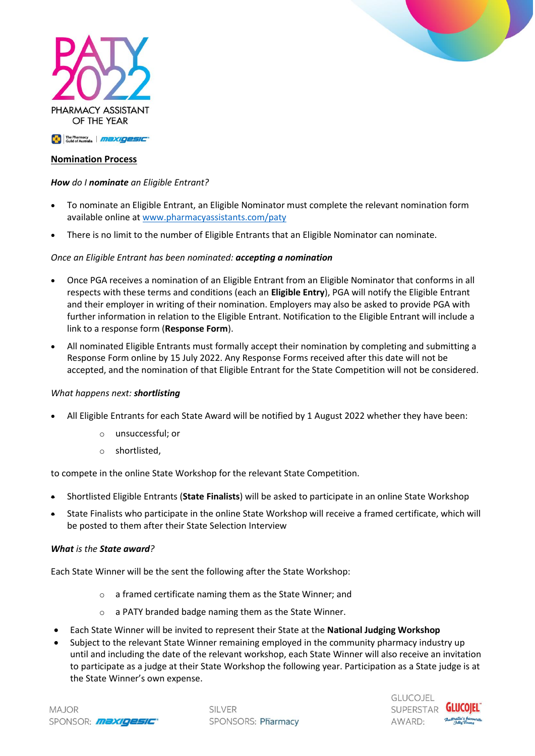## Nomination Process

*__How__ do I __nominate__ an Eligible Entrant?*

- To nominate an Eligible Entrant, an Eligible Nominator must complete the relevant nomination form available online at www.pharmacyassistants.com/paty
- There is no limit to the number of Eligible Entrants that an Eligible Nominator can nominate.

*Once an Eligible Entrant has been nominated: __accepting a nomination__*

- Once PGA receives a nomination of an Eligible Entrant from an Eligible Nominator that conforms in all respects with these terms and conditions (each an **Eligible Entry**), PGA will notify the Eligible Entrant and their employer in writing of their nomination. Employers may also be asked to provide PGA with further information in relation to the Eligible Entrant. Notification to the Eligible Entrant will include a link to a response form (**Response Form**).
- All nominated Eligible Entrants must formally accept their nomination by completing and submitting a Response Form online by 15 July 2022. Any Response Forms received after this date will not be accepted, and the nomination of that Eligible Entrant for the State Competition will not be considered.

*What happens next: __shortlisting__*

- All Eligible Entrants for each State Award will be notified by 1 August 2022 whether they have been:
  - unsuccessful; or
  - shortlisted,

to compete in the online State Workshop for the relevant State Competition.

- Shortlisted Eligible Entrants (**State Finalists**) will be asked to participate in an online State Workshop
- State Finalists who participate in the online State Workshop will receive a framed certificate, which will be posted to them after their State Selection Interview

*__What__ is the __State award__?*

Each State Winner will be the sent the following after the State Workshop:

- a framed certificate naming them as the State Winner; and
- a PATY branded badge naming them as the State Winner.

- Each State Winner will be invited to represent their State at the **National Judging Workshop**
- Subject to the relevant State Winner remaining employed in the community pharmacy industry up until and including the date of the relevant workshop, each State Winner will also receive an invitation to participate as a judge at their State Workshop the following year. Participation as a State judge is at the State Winner's own expense.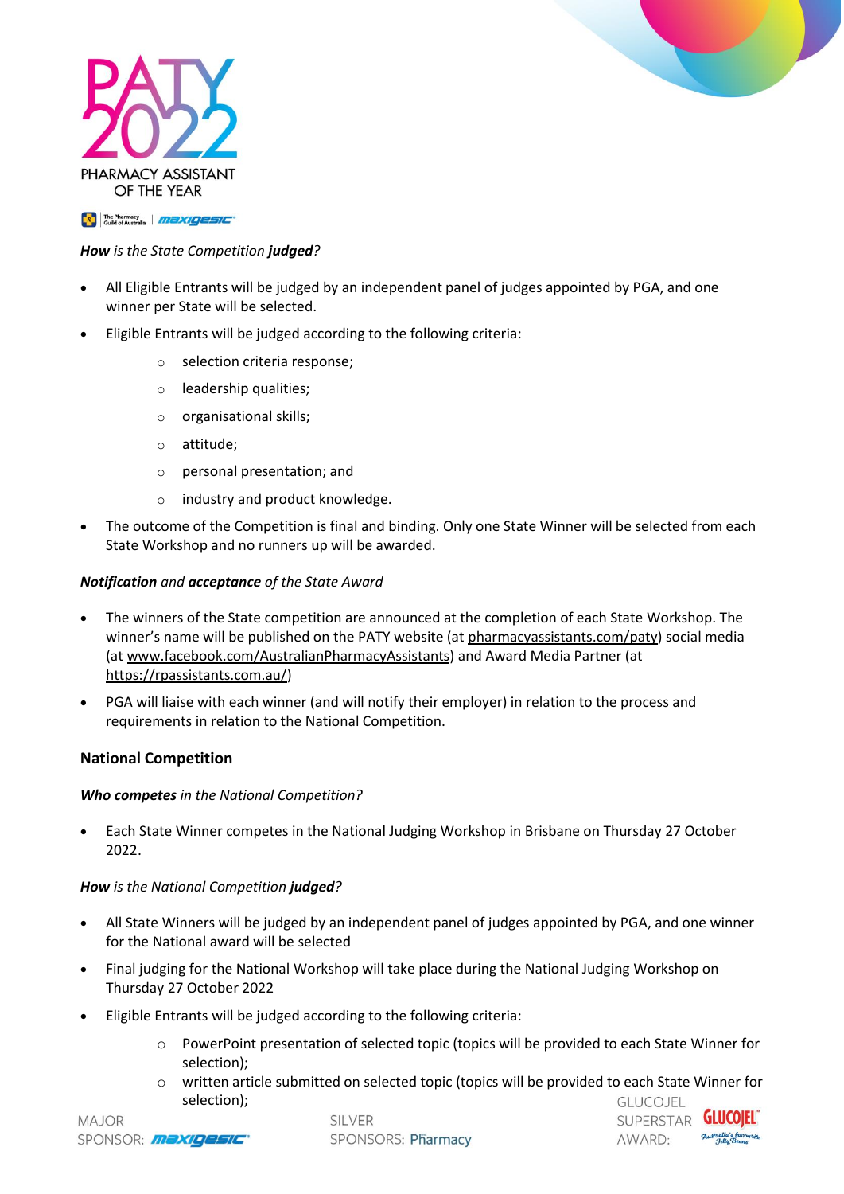***How** is the State Competition **judged**?*

- All Eligible Entrants will be judged by an independent panel of judges appointed by PGA, and one winner per State will be selected.
- Eligible Entrants will be judged according to the following criteria:
  - selection criteria response;
  - leadership qualities;
  - organisational skills;
  - attitude;
  - personal presentation; and
  - industry and product knowledge.
- The outcome of the Competition is final and binding. Only one State Winner will be selected from each State Workshop and no runners up will be awarded.

***Notification** and **acceptance** of the State Award*

- The winners of the State competition are announced at the completion of each State Workshop. The winner's name will be published on the PATY website (at pharmacyassistants.com/paty) social media (at www.facebook.com/AustralianPharmacyAssistants) and Award Media Partner (at https://rpassistants.com.au/)
- PGA will liaise with each winner (and will notify their employer) in relation to the process and requirements in relation to the National Competition.

## National Competition

***Who competes** in the National Competition?*

- Each State Winner competes in the National Judging Workshop in Brisbane on Thursday 27 October 2022.

***How** is the National Competition **judged**?*

- All State Winners will be judged by an independent panel of judges appointed by PGA, and one winner for the National award will be selected
- Final judging for the National Workshop will take place during the National Judging Workshop on Thursday 27 October 2022
- Eligible Entrants will be judged according to the following criteria:
  - PowerPoint presentation of selected topic (topics will be provided to each State Winner for selection);
  - written article submitted on selected topic (topics will be provided to each State Winner for selection);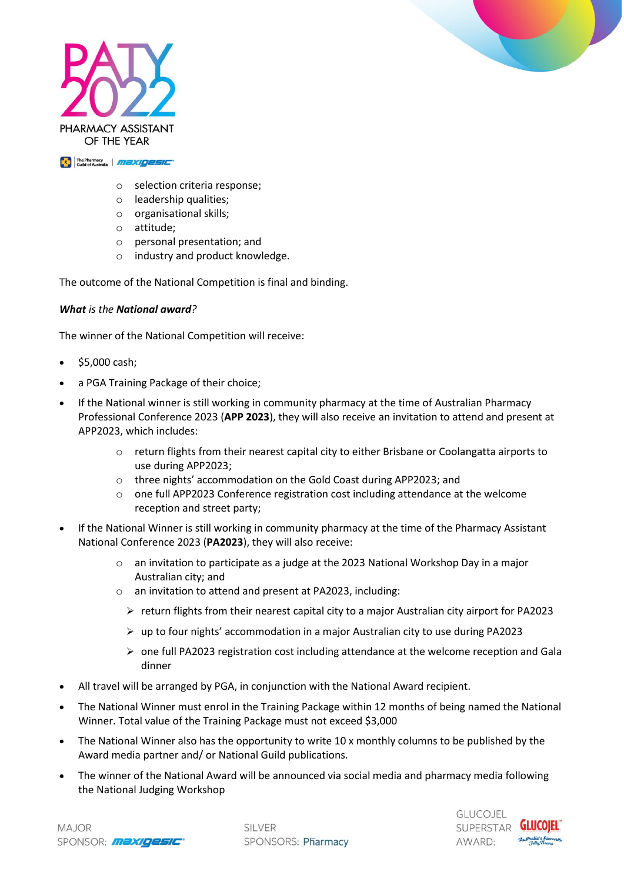- selection criteria response;
- leadership qualities;
- organisational skills;
- attitude;
- personal presentation; and
- industry and product knowledge.

The outcome of the National Competition is final and binding.

***What** is the **National award**?*

The winner of the National Competition will receive:

- $5,000 cash;
- a PGA Training Package of their choice;
- If the National winner is still working in community pharmacy at the time of Australian Pharmacy Professional Conference 2023 (**APP 2023**), they will also receive an invitation to attend and present at APP2023, which includes:
  - return flights from their nearest capital city to either Brisbane or Coolangatta airports to use during APP2023;
  - three nights' accommodation on the Gold Coast during APP2023; and
  - one full APP2023 Conference registration cost including attendance at the welcome reception and street party;
- If the National Winner is still working in community pharmacy at the time of the Pharmacy Assistant National Conference 2023 (**PA2023**), they will also receive:
  - an invitation to participate as a judge at the 2023 National Workshop Day in a major Australian city; and
  - an invitation to attend and present at PA2023, including:
    - return flights from their nearest capital city to a major Australian city airport for PA2023
    - up to four nights' accommodation in a major Australian city to use during PA2023
    - one full PA2023 registration cost including attendance at the welcome reception and Gala dinner
- All travel will be arranged by PGA, in conjunction with the National Award recipient.
- The National Winner must enrol in the Training Package within 12 months of being named the National Winner. Total value of the Training Package must not exceed $3,000
- The National Winner also has the opportunity to write 10 x monthly columns to be published by the Award media partner and/ or National Guild publications.
- The winner of the National Award will be announced via social media and pharmacy media following the National Judging Workshop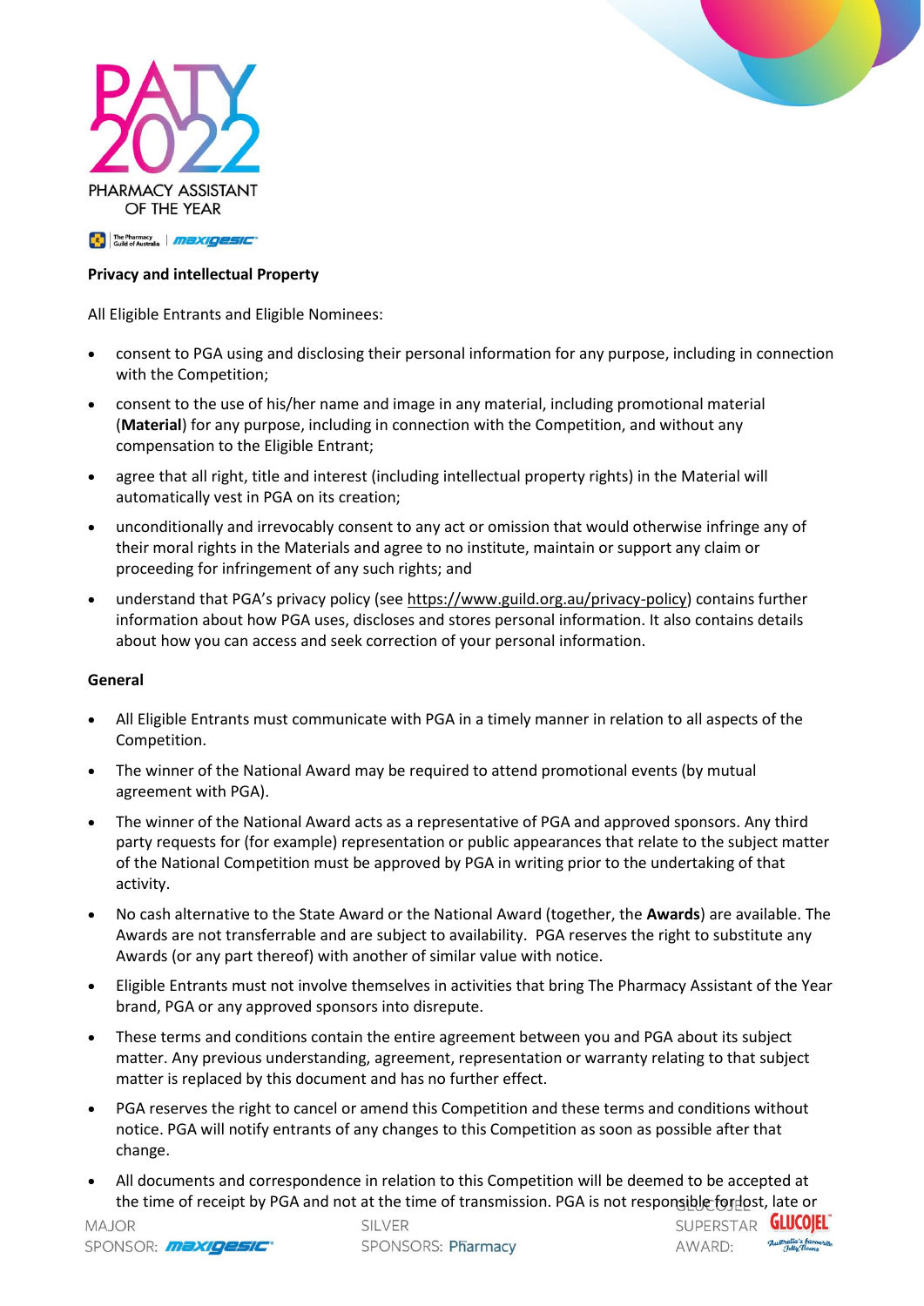**Privacy and intellectual Property**

All Eligible Entrants and Eligible Nominees:

- consent to PGA using and disclosing their personal information for any purpose, including in connection with the Competition;
- consent to the use of his/her name and image in any material, including promotional material (**Material**) for any purpose, including in connection with the Competition, and without any compensation to the Eligible Entrant;
- agree that all right, title and interest (including intellectual property rights) in the Material will automatically vest in PGA on its creation;
- unconditionally and irrevocably consent to any act or omission that would otherwise infringe any of their moral rights in the Materials and agree to no institute, maintain or support any claim or proceeding for infringement of any such rights; and
- understand that PGA's privacy policy (see https://www.guild.org.au/privacy-policy) contains further information about how PGA uses, discloses and stores personal information. It also contains details about how you can access and seek correction of your personal information.

**General**

- All Eligible Entrants must communicate with PGA in a timely manner in relation to all aspects of the Competition.
- The winner of the National Award may be required to attend promotional events (by mutual agreement with PGA).
- The winner of the National Award acts as a representative of PGA and approved sponsors. Any third party requests for (for example) representation or public appearances that relate to the subject matter of the National Competition must be approved by PGA in writing prior to the undertaking of that activity.
- No cash alternative to the State Award or the National Award (together, the **Awards**) are available. The Awards are not transferrable and are subject to availability. PGA reserves the right to substitute any Awards (or any part thereof) with another of similar value with notice.
- Eligible Entrants must not involve themselves in activities that bring The Pharmacy Assistant of the Year brand, PGA or any approved sponsors into disrepute.
- These terms and conditions contain the entire agreement between you and PGA about its subject matter. Any previous understanding, agreement, representation or warranty relating to that subject matter is replaced by this document and has no further effect.
- PGA reserves the right to cancel or amend this Competition and these terms and conditions without notice. PGA will notify entrants of any changes to this Competition as soon as possible after that change.
- All documents and correspondence in relation to this Competition will be deemed to be accepted at the time of receipt by PGA and not at the time of transmission. PGA is not responsible for lost, late or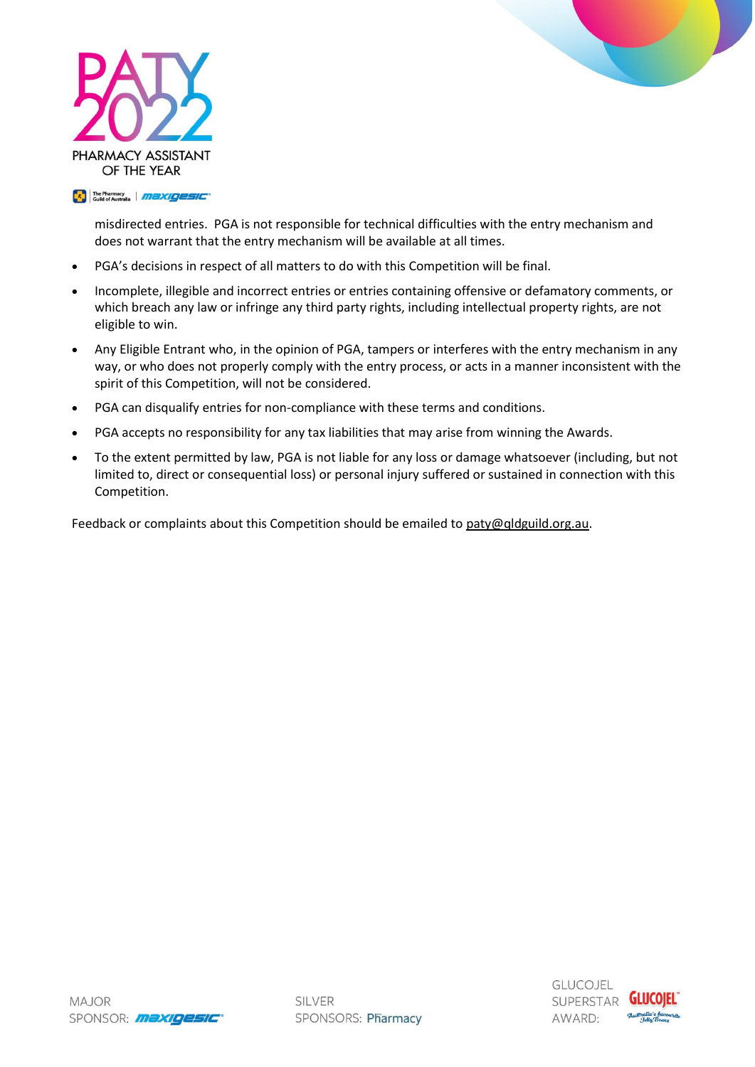misdirected entries. PGA is not responsible for technical difficulties with the entry mechanism and does not warrant that the entry mechanism will be available at all times.

- PGA's decisions in respect of all matters to do with this Competition will be final.
- Incomplete, illegible and incorrect entries or entries containing offensive or defamatory comments, or which breach any law or infringe any third party rights, including intellectual property rights, are not eligible to win.
- Any Eligible Entrant who, in the opinion of PGA, tampers or interferes with the entry mechanism in any way, or who does not properly comply with the entry process, or acts in a manner inconsistent with the spirit of this Competition, will not be considered.
- PGA can disqualify entries for non-compliance with these terms and conditions.
- PGA accepts no responsibility for any tax liabilities that may arise from winning the Awards.
- To the extent permitted by law, PGA is not liable for any loss or damage whatsoever (including, but not limited to, direct or consequential loss) or personal injury suffered or sustained in connection with this Competition.

Feedback or complaints about this Competition should be emailed to paty@qldguild.org.au.